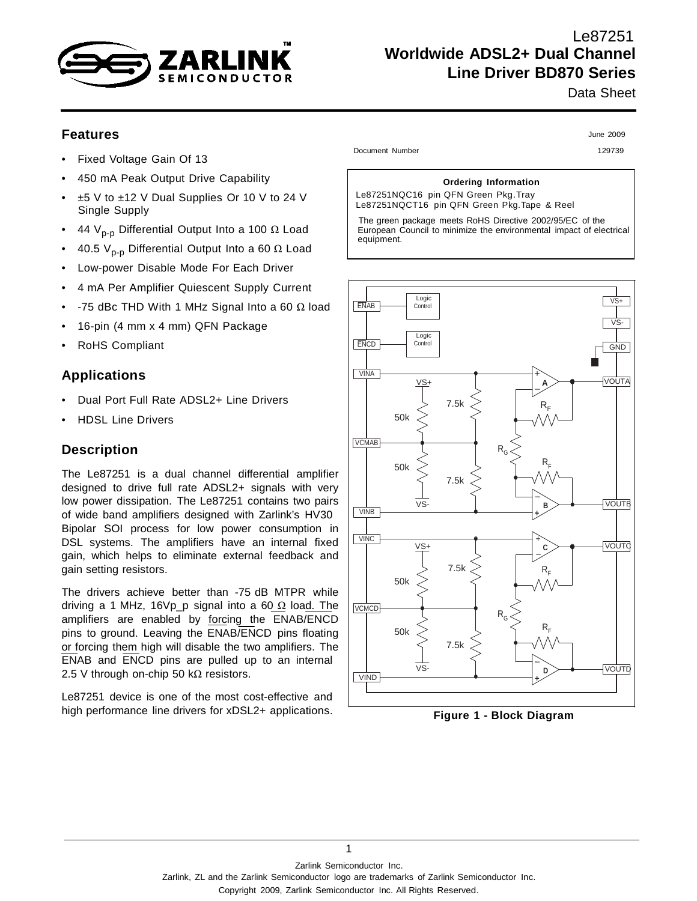# Le87251
# Worldwide ADSL2+ Dual Channel Line Driver BD870 Series

Data Sheet

June 2009

Document Number 129739

## Features

- Fixed Voltage Gain Of 13
- 450 mA Peak Output Drive Capability
- ±5 V to ±12 V Dual Supplies Or 10 V to 24 V Single Supply
- 44 $V_{p-p}$ Differential Output Into a 100 Ω Load
- 40.5 $V_{p-p}$ Differential Output Into a 60 Ω Load
- Low-power Disable Mode For Each Driver
- 4 mA Per Amplifier Quiescent Supply Current
- -75 dBc THD With 1 MHz Signal Into a 60 Ω load
- 16-pin (4 mm x 4 mm) QFN Package
- RoHS Compliant

**Ordering Information**

Le87251NQC16 pin QFN Green Pkg.Tray
Le87251NQCT16 pin QFN Green Pkg.Tape & Reel

The green package meets RoHS Directive 2002/95/EC of the European Council to minimize the environmental impact of electrical equipment.

## Applications

- Dual Port Full Rate ADSL2+ Line Drivers
- HDSL Line Drivers

## Description

The Le87251 is a dual channel differential amplifier designed to drive full rate ADSL2+ signals with very low power dissipation. The Le87251 contains two pairs of wide band amplifiers designed with Zarlink's HV30 Bipolar SOI process for low power consumption in DSL systems. The amplifiers have an internal fixed gain, which helps to eliminate external feedback and gain setting resistors.

The drivers achieve better than -75 dB MTPR while driving a 1 MHz, 16Vp_p signal into a 60 Ω load. The amplifiers are enabled by forcing the ENAB/ENCD pins to ground. Leaving the ENAB/ENCD pins floating or forcing them high will disable the two amplifiers. The ENAB and ENCD pins are pulled up to an internal 2.5 V through on-chip 50 kΩ resistors.

Le87251 device is one of the most cost-effective and high performance line drivers for xDSL2+ applications.

ENAB
Logic Control
ENCD
Logic Control
VS+
VS-
GND
VINA
VS+
A
VOUTA
7.5k
$R_F$
50k
VCMAB
$R_G$
$R_F$
50k
7.5k
VS-
B
VOUTB
VINB
VINC
VS+
C
VOUTC
7.5k
$R_F$
50k
VCMCD
$R_G$
$R_F$
50k
7.5k
VS-
D
VOUTD
VIND

**Figure 1 - Block Diagram**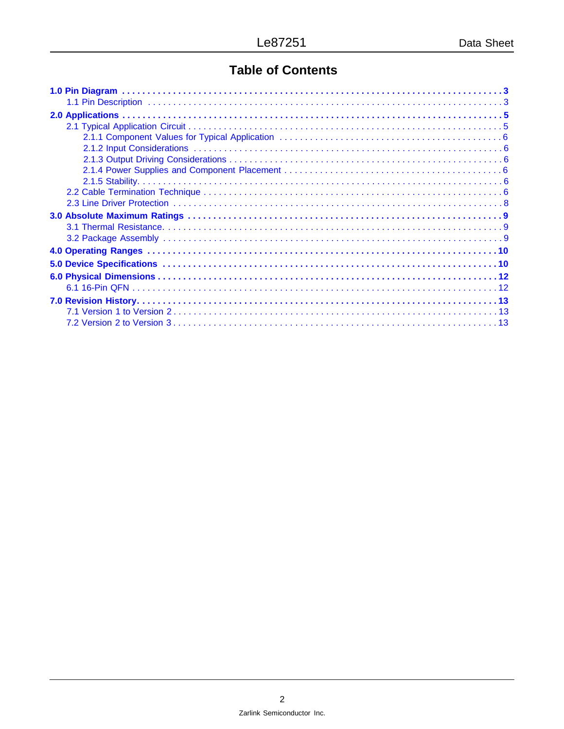# Table of Contents

**1.0 Pin Diagram . . . . . . . . . . . . . . . . . . . . . . . . . . . . . . . . . . . . . . . . . . . . . . . . . . . . . . . . . . . . . . . . . . . . 3**

- 1.1 Pin Description . . . . . . . . . . . . . . . . . . . . . . . . . . . . . . . . . . . . . . . . . . . . . . . . . . . . . . . . . . . . . . . . . . . 3

**2.0 Applications . . . . . . . . . . . . . . . . . . . . . . . . . . . . . . . . . . . . . . . . . . . . . . . . . . . . . . . . . . . . . . . . . . . . 5**

- 2.1 Typical Application Circuit . . . . . . . . . . . . . . . . . . . . . . . . . . . . . . . . . . . . . . . . . . . . . . . . . . . . . . . . . . . . . 5
  - 2.1.1 Component Values for Typical Application . . . . . . . . . . . . . . . . . . . . . . . . . . . . . . . . . . . . . . . . . . . . 6
  - 2.1.2 Input Considerations . . . . . . . . . . . . . . . . . . . . . . . . . . . . . . . . . . . . . . . . . . . . . . . . . . . . . . . . . . . . 6
  - 2.1.3 Output Driving Considerations . . . . . . . . . . . . . . . . . . . . . . . . . . . . . . . . . . . . . . . . . . . . . . . . . . . . . 6
  - 2.1.4 Power Supplies and Component Placement . . . . . . . . . . . . . . . . . . . . . . . . . . . . . . . . . . . . . . . . . . . 6
  - 2.1.5 Stability. . . . . . . . . . . . . . . . . . . . . . . . . . . . . . . . . . . . . . . . . . . . . . . . . . . . . . . . . . . . . . . . . . . . . . 6
- 2.2 Cable Termination Technique . . . . . . . . . . . . . . . . . . . . . . . . . . . . . . . . . . . . . . . . . . . . . . . . . . . . . . . . . . . 6
- 2.3 Line Driver Protection . . . . . . . . . . . . . . . . . . . . . . . . . . . . . . . . . . . . . . . . . . . . . . . . . . . . . . . . . . . . . . . . 8

**3.0 Absolute Maximum Ratings . . . . . . . . . . . . . . . . . . . . . . . . . . . . . . . . . . . . . . . . . . . . . . . . . . . . . . . . . . . 9**

- 3.1 Thermal Resistance. . . . . . . . . . . . . . . . . . . . . . . . . . . . . . . . . . . . . . . . . . . . . . . . . . . . . . . . . . . . . . . . . . 9
- 3.2 Package Assembly . . . . . . . . . . . . . . . . . . . . . . . . . . . . . . . . . . . . . . . . . . . . . . . . . . . . . . . . . . . . . . . . . . 9

**4.0 Operating Ranges . . . . . . . . . . . . . . . . . . . . . . . . . . . . . . . . . . . . . . . . . . . . . . . . . . . . . . . . . . . . . . . . . 10**

**5.0 Device Specifications . . . . . . . . . . . . . . . . . . . . . . . . . . . . . . . . . . . . . . . . . . . . . . . . . . . . . . . . . . . . . . 10**

**6.0 Physical Dimensions . . . . . . . . . . . . . . . . . . . . . . . . . . . . . . . . . . . . . . . . . . . . . . . . . . . . . . . . . . . . . . . 12**

- 6.1 16-Pin QFN . . . . . . . . . . . . . . . . . . . . . . . . . . . . . . . . . . . . . . . . . . . . . . . . . . . . . . . . . . . . . . . . . . . . . . . 12

**7.0 Revision History. . . . . . . . . . . . . . . . . . . . . . . . . . . . . . . . . . . . . . . . . . . . . . . . . . . . . . . . . . . . . . . . . . . 13**

- 7.1 Version 1 to Version 2 . . . . . . . . . . . . . . . . . . . . . . . . . . . . . . . . . . . . . . . . . . . . . . . . . . . . . . . . . . . . . . . 13
- 7.2 Version 2 to Version 3 . . . . . . . . . . . . . . . . . . . . . . . . . . . . . . . . . . . . . . . . . . . . . . . . . . . . . . . . . . . . . . . 13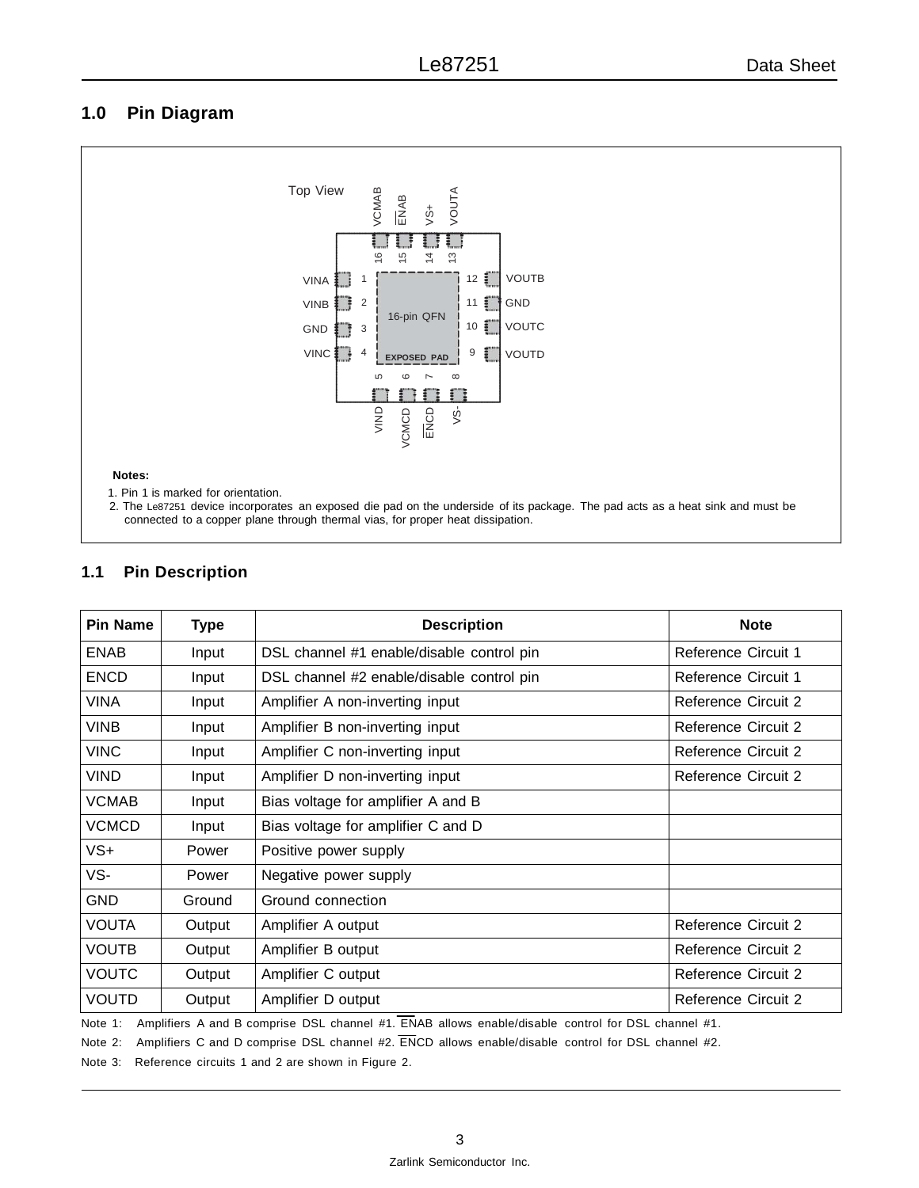## 1.0 Pin Diagram

Top View

VCMAB
ENAB
VS+
VOUTA

16 15 14 13

VINA 1
VINB 2
GND 3
VINC 4

12 VOUTB
11 GND
10 VOUTC
9 VOUTD

16-pin QFN

EXPOSED PAD

5 6 7 8

VIND
VCMCD
ENCD
VS-

**Notes:**

1. Pin 1 is marked for orientation.
2. The Le87251 device incorporates an exposed die pad on the underside of its package. The pad acts as a heat sink and must be connected to a copper plane through thermal vias, for proper heat dissipation.

### 1.1 Pin Description

| Pin Name | Type | Description | Note |
|---|---|---|---|
| ENAB | Input | DSL channel #1 enable/disable control pin | Reference Circuit 1 |
| ENCD | Input | DSL channel #2 enable/disable control pin | Reference Circuit 1 |
| VINA | Input | Amplifier A non-inverting input | Reference Circuit 2 |
| VINB | Input | Amplifier B non-inverting input | Reference Circuit 2 |
| VINC | Input | Amplifier C non-inverting input | Reference Circuit 2 |
| VIND | Input | Amplifier D non-inverting input | Reference Circuit 2 |
| VCMAB | Input | Bias voltage for amplifier A and B | |
| VCMCD | Input | Bias voltage for amplifier C and D | |
| VS+ | Power | Positive power supply | |
| VS- | Power | Negative power supply | |
| GND | Ground | Ground connection | |
| VOUTA | Output | Amplifier A output | Reference Circuit 2 |
| VOUTB | Output | Amplifier B output | Reference Circuit 2 |
| VOUTC | Output | Amplifier C output | Reference Circuit 2 |
| VOUTD | Output | Amplifier D output | Reference Circuit 2 |

Note 1: Amplifiers A and B comprise DSL channel #1. $\overline{\text{ENAB}}$ allows enable/disable control for DSL channel #1.

Note 2: Amplifiers C and D comprise DSL channel #2. $\overline{\text{ENCD}}$ allows enable/disable control for DSL channel #2.

Note 3: Reference circuits 1 and 2 are shown in Figure 2.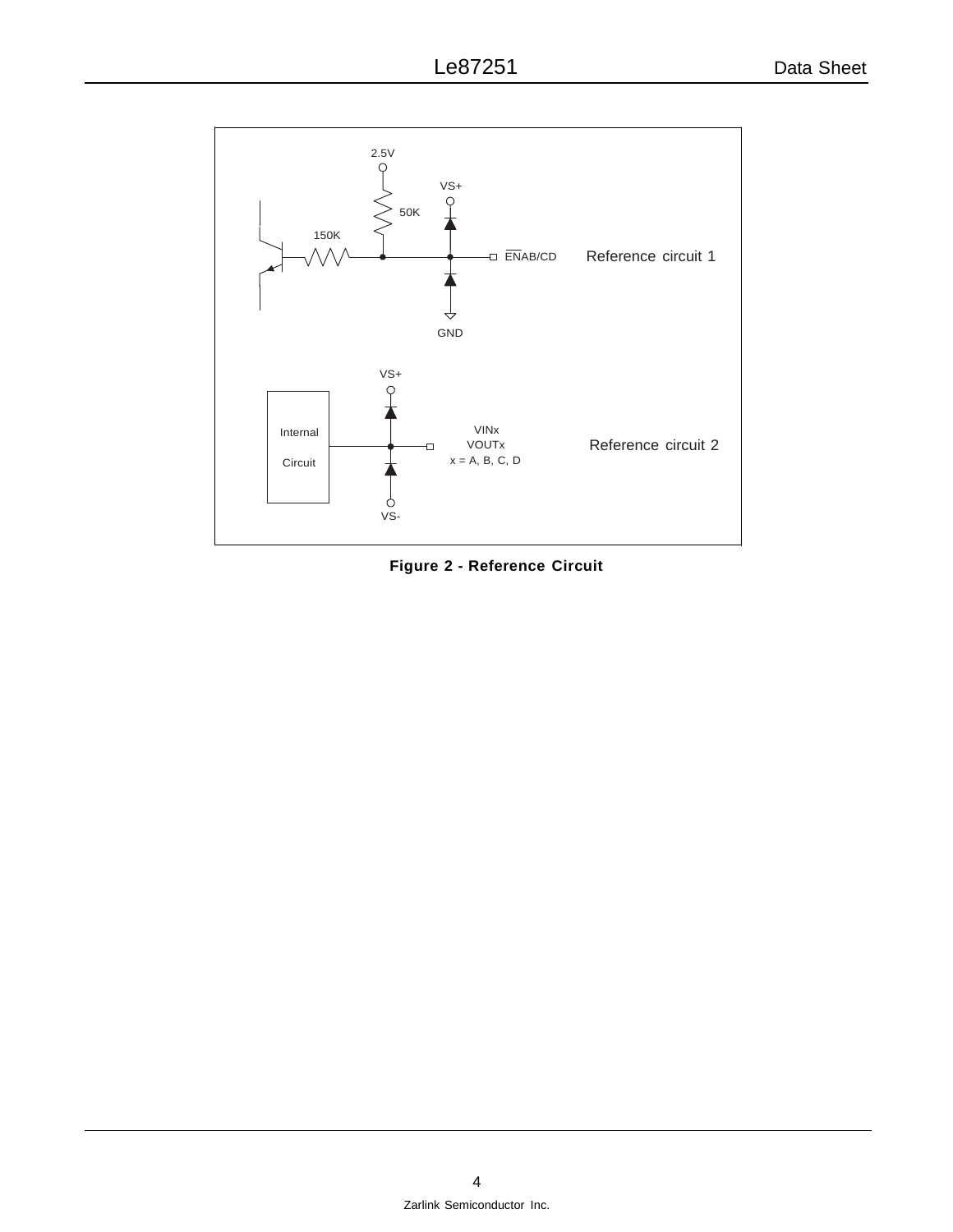Figure 2 - Reference Circuit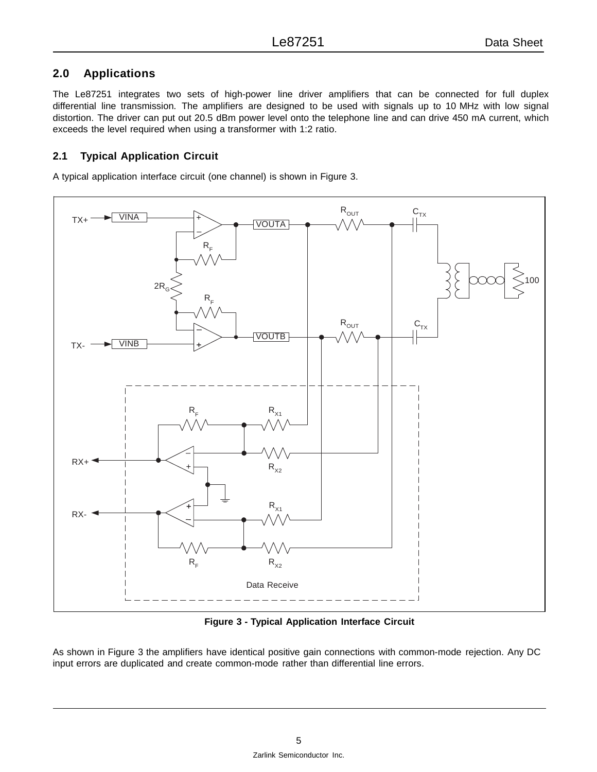## 2.0 Applications

The Le87251 integrates two sets of high-power line driver amplifiers that can be connected for full duplex differential line transmission. The amplifiers are designed to be used with signals up to 10 MHz with low signal distortion. The driver can put out 20.5 dBm power level onto the telephone line and can drive 450 mA current, which exceeds the level required when using a transformer with 1:2 ratio.

### 2.1 Typical Application Circuit

A typical application interface circuit (one channel) is shown in Figure 3.

TX+
VINA
VOUTA
$R_{OUT}$
$C_{TX}$
$R_F$
$2R_G$
100
$R_F$
$R_{OUT}$
$C_{TX}$
VOUTB
TX-
VINB
$R_F$
$R_{X1}$
RX+
$R_{X2}$
$R_{X1}$
RX-
$R_F$
$R_{X2}$
Data Receive

**Figure 3 - Typical Application Interface Circuit**

As shown in Figure 3 the amplifiers have identical positive gain connections with common-mode rejection. Any DC input errors are duplicated and create common-mode rather than differential line errors.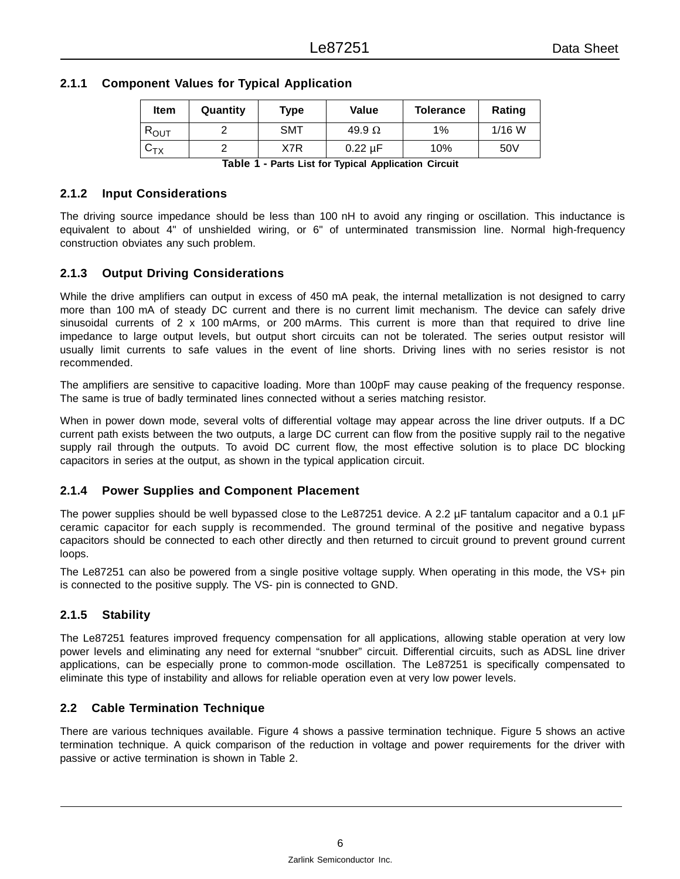### 2.1.1 Component Values for Typical Application

| Item | Quantity | Type | Value | Tolerance | Rating |
|---|---|---|---|---|---|
| $R_{OUT}$ | 2 | SMT | 49.9 Ω | 1% | 1/16 W |
| $C_{TX}$ | 2 | X7R | 0.22 µF | 10% | 50V |

**Table 1 - Parts List for Typical Application Circuit**

### 2.1.2 Input Considerations

The driving source impedance should be less than 100 nH to avoid any ringing or oscillation. This inductance is equivalent to about 4" of unshielded wiring, or 6" of unterminated transmission line. Normal high-frequency construction obviates any such problem.

### 2.1.3 Output Driving Considerations

While the drive amplifiers can output in excess of 450 mA peak, the internal metallization is not designed to carry more than 100 mA of steady DC current and there is no current limit mechanism. The device can safely drive sinusoidal currents of 2 x 100 mArms, or 200 mArms. This current is more than that required to drive line impedance to large output levels, but output short circuits can not be tolerated. The series output resistor will usually limit currents to safe values in the event of line shorts. Driving lines with no series resistor is not recommended.

The amplifiers are sensitive to capacitive loading. More than 100pF may cause peaking of the frequency response. The same is true of badly terminated lines connected without a series matching resistor.

When in power down mode, several volts of differential voltage may appear across the line driver outputs. If a DC current path exists between the two outputs, a large DC current can flow from the positive supply rail to the negative supply rail through the outputs. To avoid DC current flow, the most effective solution is to place DC blocking capacitors in series at the output, as shown in the typical application circuit.

### 2.1.4 Power Supplies and Component Placement

The power supplies should be well bypassed close to the Le87251 device. A 2.2 µF tantalum capacitor and a 0.1 µF ceramic capacitor for each supply is recommended. The ground terminal of the positive and negative bypass capacitors should be connected to each other directly and then returned to circuit ground to prevent ground current loops.

The Le87251 can also be powered from a single positive voltage supply. When operating in this mode, the VS+ pin is connected to the positive supply. The VS- pin is connected to GND.

### 2.1.5 Stability

The Le87251 features improved frequency compensation for all applications, allowing stable operation at very low power levels and eliminating any need for external “snubber” circuit. Differential circuits, such as ADSL line driver applications, can be especially prone to common-mode oscillation. The Le87251 is specifically compensated to eliminate this type of instability and allows for reliable operation even at very low power levels.

## 2.2 Cable Termination Technique

There are various techniques available. Figure 4 shows a passive termination technique. Figure 5 shows an active termination technique. A quick comparison of the reduction in voltage and power requirements for the driver with passive or active termination is shown in Table 2.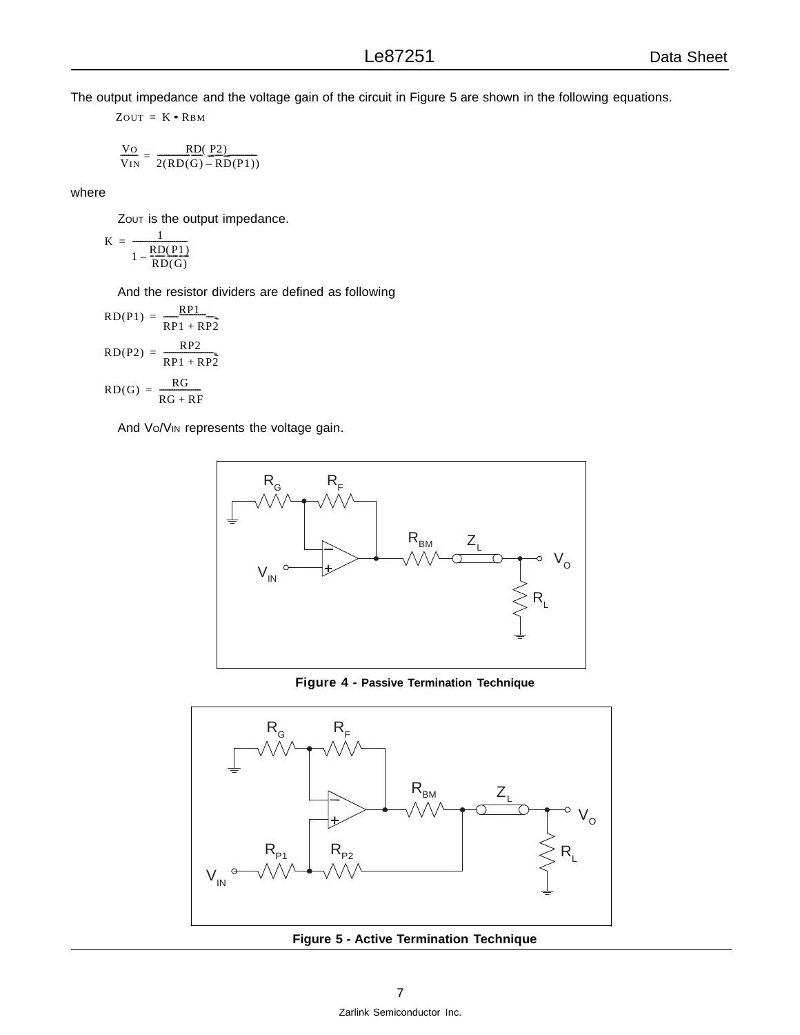The output impedance and the voltage gain of the circuit in Figure 5 are shown in the following equations.

$$Z_{OUT} = K \cdot R_{BM}$$

$$\frac{V_O}{V_{IN}} = \frac{RD(P2)}{2(RD(G) - RD(P1))}$$

where

$Z_{OUT}$ is the output impedance.

$$K = \frac{1}{1 - \frac{RD(P1)}{RD(G)}}$$

And the resistor dividers are defined as following

$$RD(P1) = \frac{RP1}{RP1 + RP2}$$

$$RD(P2) = \frac{RP2}{RP1 + RP2}$$

$$RD(G) = \frac{RG}{RG + RF}$$

And $V_O/V_{IN}$ represents the voltage gain.

$R_G$ $R_F$ $R_{BM}$ $Z_L$ $V_O$ $V_{IN}$ $R_L$

**Figure 4 - Passive Termination Technique**

$R_G$ $R_F$ $R_{BM}$ $Z_L$ $V_O$ $R_{P1}$ $R_{P2}$ $R_L$ $V_{IN}$

**Figure 5 - Active Termination Technique**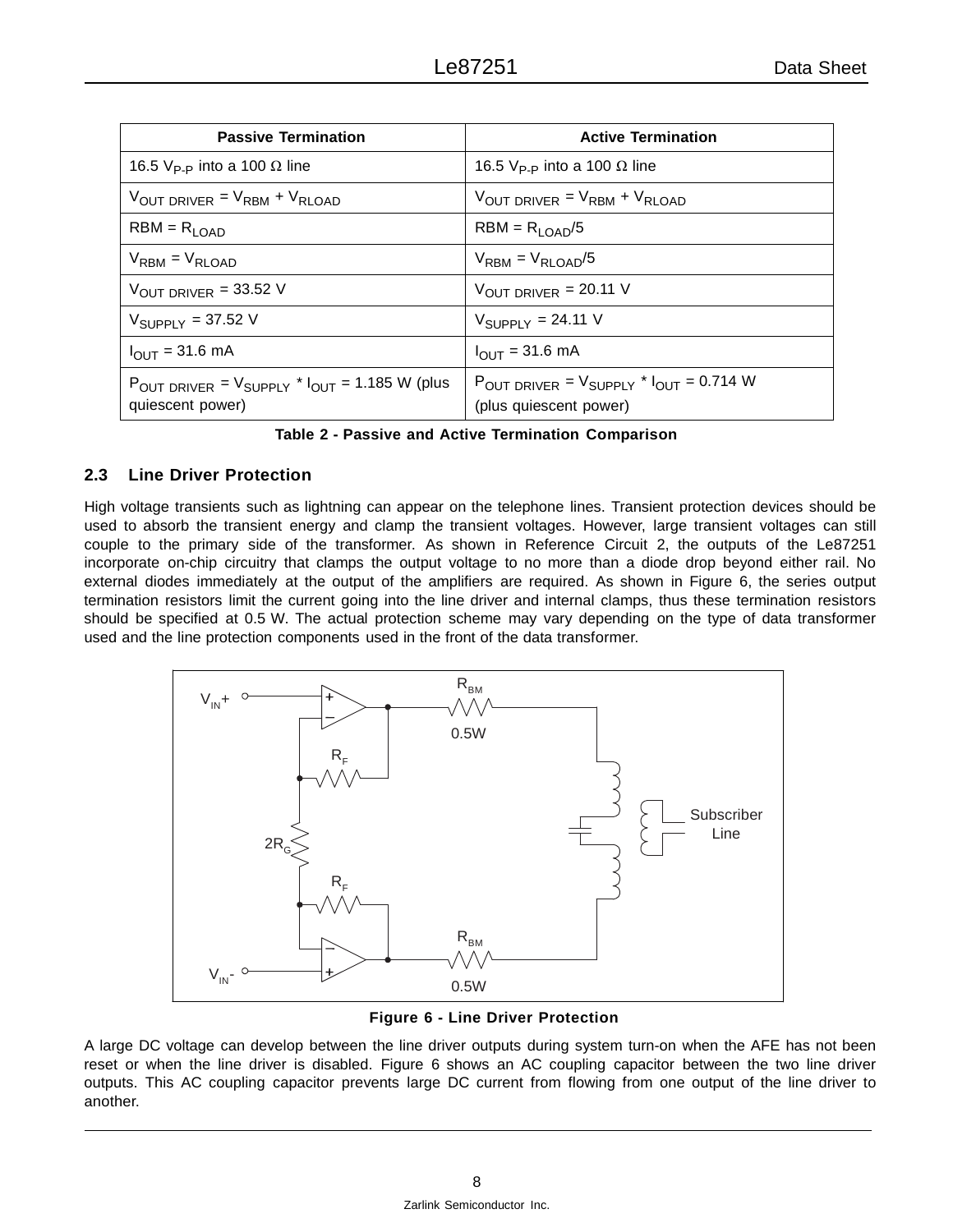| Passive Termination | Active Termination |
| --- | --- |
| 16.5 $V_{P-P}$ into a 100 Ω line | 16.5 $V_{P-P}$ into a 100 Ω line |
| $V_{OUT\ DRIVER} = V_{RBM} + V_{RLOAD}$ | $V_{OUT\ DRIVER} = V_{RBM} + V_{RLOAD}$ |
| $RBM = R_{LOAD}$ | $RBM = R_{LOAD}/5$ |
| $V_{RBM} = V_{RLOAD}$ | $V_{RBM} = V_{RLOAD}/5$ |
| $V_{OUT\ DRIVER}$ = 33.52 V | $V_{OUT\ DRIVER}$ = 20.11 V |
| $V_{SUPPLY}$ = 37.52 V | $V_{SUPPLY}$ = 24.11 V |
| $I_{OUT}$ = 31.6 mA | $I_{OUT}$ = 31.6 mA |
| $P_{OUT\ DRIVER} = V_{SUPPLY} * I_{OUT}$ = 1.185 W (plus quiescent power) | $P_{OUT\ DRIVER} = V_{SUPPLY} * I_{OUT}$ = 0.714 W (plus quiescent power) |

**Table 2 - Passive and Active Termination Comparison**

### 2.3 Line Driver Protection

High voltage transients such as lightning can appear on the telephone lines. Transient protection devices should be used to absorb the transient energy and clamp the transient voltages. However, large transient voltages can still couple to the primary side of the transformer. As shown in Reference Circuit 2, the outputs of the Le87251 incorporate on-chip circuitry that clamps the output voltage to no more than a diode drop beyond either rail. No external diodes immediately at the output of the amplifiers are required. As shown in Figure 6, the series output termination resistors limit the current going into the line driver and internal clamps, thus these termination resistors should be specified at 0.5 W. The actual protection scheme may vary depending on the type of data transformer used and the line protection components used in the front of the data transformer.

$V_{IN}+$

$V_{IN}-$

$R_{BM}$

0.5W

$R_F$

$2R_G$

$R_F$

$R_{BM}$

0.5W

Subscriber Line

**Figure 6 - Line Driver Protection**

A large DC voltage can develop between the line driver outputs during system turn-on when the AFE has not been reset or when the line driver is disabled. Figure 6 shows an AC coupling capacitor between the two line driver outputs. This AC coupling capacitor prevents large DC current from flowing from one output of the line driver to another.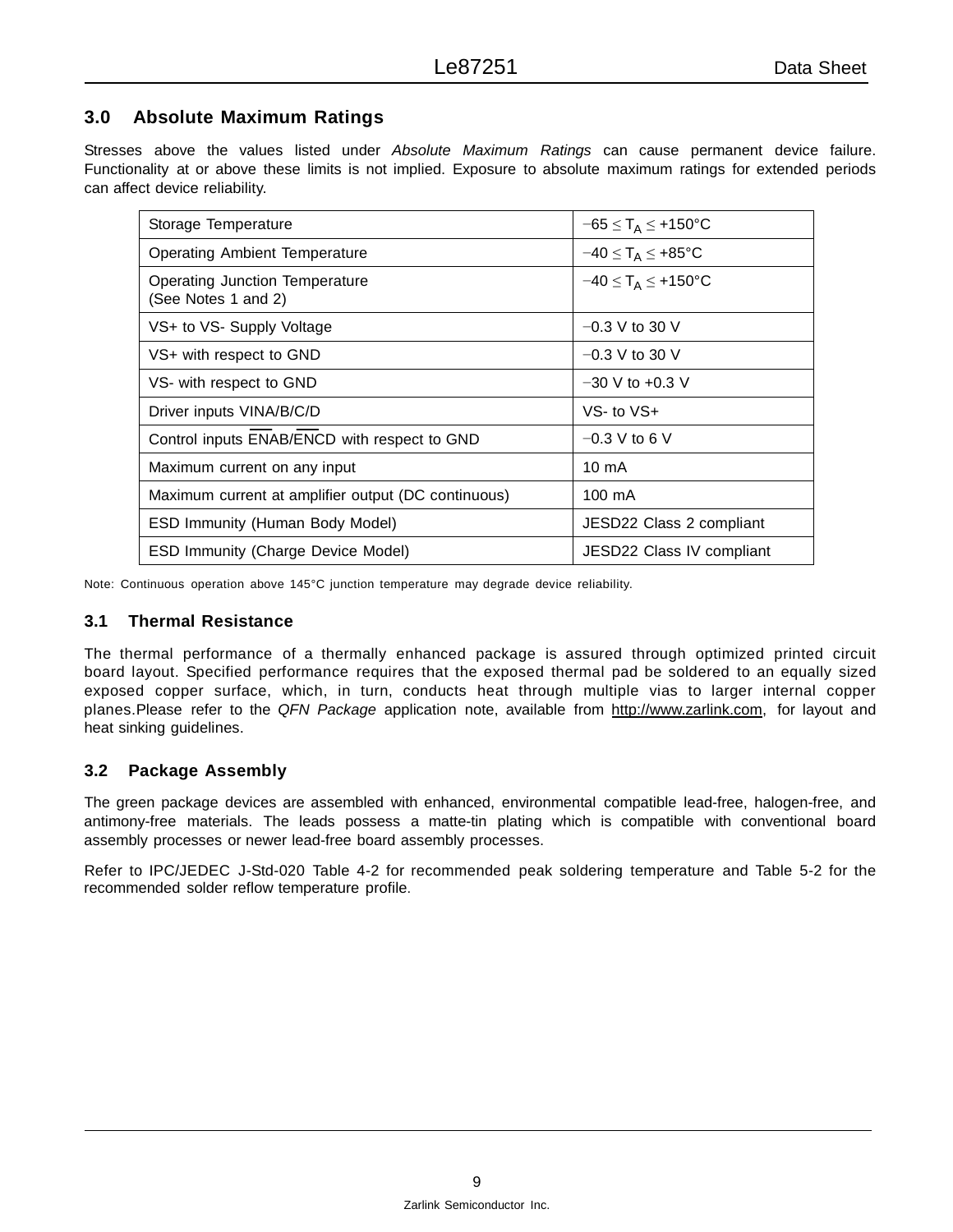## 3.0 Absolute Maximum Ratings

Stresses above the values listed under *Absolute Maximum Ratings* can cause permanent device failure. Functionality at or above these limits is not implied. Exposure to absolute maximum ratings for extended periods can affect device reliability.

| | |
|---|---|
| Storage Temperature | $-65 \le T_A \le +150°C$ |
| Operating Ambient Temperature | $-40 \le T_A \le +85°C$ |
| Operating Junction Temperature (See Notes 1 and 2) | $-40 \le T_A \le +150°C$ |
| VS+ to VS- Supply Voltage | −0.3 V to 30 V |
| VS+ with respect to GND | −0.3 V to 30 V |
| VS- with respect to GND | −30 V to +0.3 V |
| Driver inputs VINA/B/C/D | VS- to VS+ |
| Control inputs $\overline{EN}$AB/$\overline{EN}$CD with respect to GND | −0.3 V to 6 V |
| Maximum current on any input | 10 mA |
| Maximum current at amplifier output (DC continuous) | 100 mA |
| ESD Immunity (Human Body Model) | JESD22 Class 2 compliant |
| ESD Immunity (Charge Device Model) | JESD22 Class IV compliant |

Note: Continuous operation above 145°C junction temperature may degrade device reliability.

### 3.1 Thermal Resistance

The thermal performance of a thermally enhanced package is assured through optimized printed circuit board layout. Specified performance requires that the exposed thermal pad be soldered to an equally sized exposed copper surface, which, in turn, conducts heat through multiple vias to larger internal copper planes.Please refer to the *QFN Package* application note, available from http://www.zarlink.com, for layout and heat sinking guidelines.

### 3.2 Package Assembly

The green package devices are assembled with enhanced, environmental compatible lead-free, halogen-free, and antimony-free materials. The leads possess a matte-tin plating which is compatible with conventional board assembly processes or newer lead-free board assembly processes.

Refer to IPC/JEDEC J-Std-020 Table 4-2 for recommended peak soldering temperature and Table 5-2 for the recommended solder reflow temperature profile.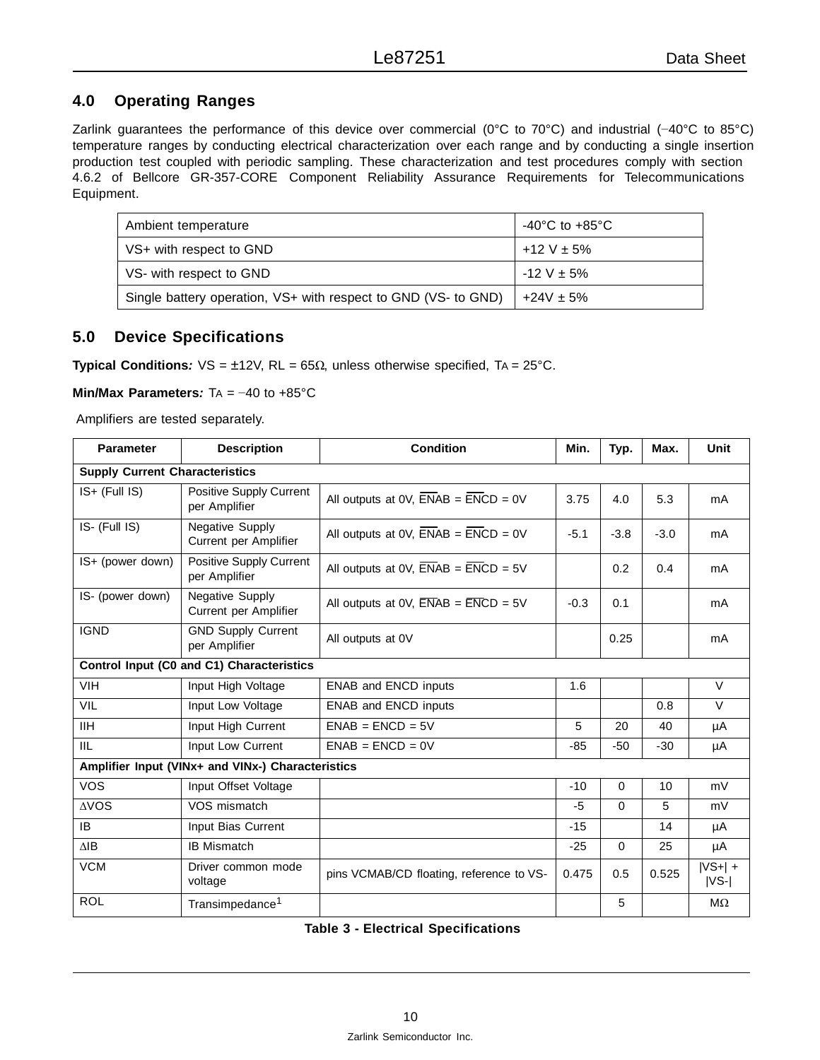## 4.0 Operating Ranges

Zarlink guarantees the performance of this device over commercial (0°C to 70°C) and industrial (−40°C to 85°C) temperature ranges by conducting electrical characterization over each range and by conducting a single insertion production test coupled with periodic sampling. These characterization and test procedures comply with section 4.6.2 of Bellcore GR-357-CORE Component Reliability Assurance Requirements for Telecommunications Equipment.

| | |
|---|---|
| Ambient temperature | -40°C to +85°C |
| VS+ with respect to GND | +12 V ± 5% |
| VS- with respect to GND | -12 V ± 5% |
| Single battery operation, VS+ with respect to GND (VS- to GND) | +24V ± 5% |

## 5.0 Device Specifications

**Typical Conditions:** VS = ±12V, RL = 65Ω, unless otherwise specified, $T_A$ = 25°C.

**Min/Max Parameters:** $T_A$ = −40 to +85°C

Amplifiers are tested separately.

| Parameter | Description | Condition | Min. | Typ. | Max. | Unit |
|---|---|---|---|---|---|---|
| **Supply Current Characteristics** | | | | | | |
| IS+ (Full IS) | Positive Supply Current per Amplifier | All outputs at 0V, $\overline{ENAB}$ = $\overline{ENCD}$ = 0V | 3.75 | 4.0 | 5.3 | mA |
| IS- (Full IS) | Negative Supply Current per Amplifier | All outputs at 0V, $\overline{ENAB}$ = $\overline{ENCD}$ = 0V | -5.1 | -3.8 | -3.0 | mA |
| IS+ (power down) | Positive Supply Current per Amplifier | All outputs at 0V, $\overline{ENAB}$ = $\overline{ENCD}$ = 5V | | 0.2 | 0.4 | mA |
| IS- (power down) | Negative Supply Current per Amplifier | All outputs at 0V, $\overline{ENAB}$ = $\overline{ENCD}$ = 5V | -0.3 | 0.1 | | mA |
| IGND | GND Supply Current per Amplifier | All outputs at 0V | | 0.25 | | mA |
| **Control Input (C0 and C1) Characteristics** | | | | | | |
| VIH | Input High Voltage | ENAB and ENCD inputs | 1.6 | | | V |
| VIL | Input Low Voltage | ENAB and ENCD inputs | | | 0.8 | V |
| IIH | Input High Current | ENAB = ENCD = 5V | 5 | 20 | 40 | µA |
| IIL | Input Low Current | ENAB = ENCD = 0V | -85 | -50 | -30 | µA |
| **Amplifier Input (VINx+ and VINx-) Characteristics** | | | | | | |
| VOS | Input Offset Voltage | | -10 | 0 | 10 | mV |
| ∆VOS | VOS mismatch | | -5 | 0 | 5 | mV |
| IB | Input Bias Current | | -15 | | 14 | µA |
| ∆IB | IB Mismatch | | -25 | 0 | 25 | µA |
| VCM | Driver common mode voltage | pins VCMAB/CD floating, reference to VS- | 0.475 | 0.5 | 0.525 | \|VS+\| + \|VS-\| |
| ROL | Transimpedance[1] | | | 5 | | MΩ |

**Table 3 - Electrical Specifications**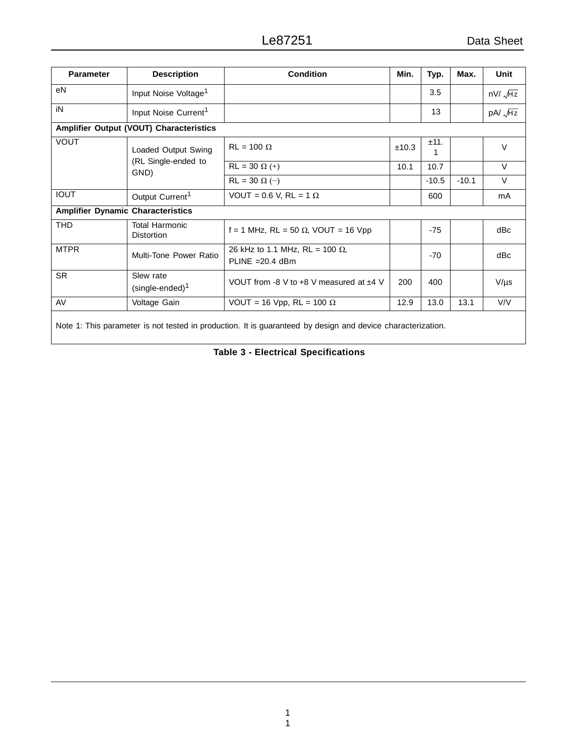| Parameter | Description | Condition | Min. | Typ. | Max. | Unit |
|---|---|---|---|---|---|---|
| eN | Input Noise Voltage[1] | | | 3.5 | | nV/ $\sqrt{Hz}$ |
| iN | Input Noise Current[1] | | | 13 | | pA/ $\sqrt{Hz}$ |
| **Amplifier Output (VOUT) Characteristics** | | | | | | |
| VOUT | Loaded Output Swing (RL Single-ended to GND) | RL = 100 Ω | ±10.3 | ±11.1 | | V |
| | | RL = 30 Ω (+) | 10.1 | 10.7 | | V |
| | | RL = 30 Ω (−) | | -10.5 | -10.1 | V |
| IOUT | Output Current[1] | VOUT = 0.6 V, RL = 1 Ω | | 600 | | mA |
| **Amplifier Dynamic Characteristics** | | | | | | |
| THD | Total Harmonic Distortion | f = 1 MHz, RL = 50 Ω, VOUT = 16 Vpp | | -75 | | dBc |
| MTPR | Multi-Tone Power Ratio | 26 kHz to 1.1 MHz, RL = 100 Ω, PLINE =20.4 dBm | | -70 | | dBc |
| SR | Slew rate (single-ended)[1] | VOUT from -8 V to +8 V measured at ±4 V | 200 | 400 | | V/µs |
| AV | Voltage Gain | VOUT = 16 Vpp, RL = 100 Ω | 12.9 | 13.0 | 13.1 | V/V |

Note 1: This parameter is not tested in production. It is guaranteed by design and device characterization.

**Table 3 - Electrical Specifications**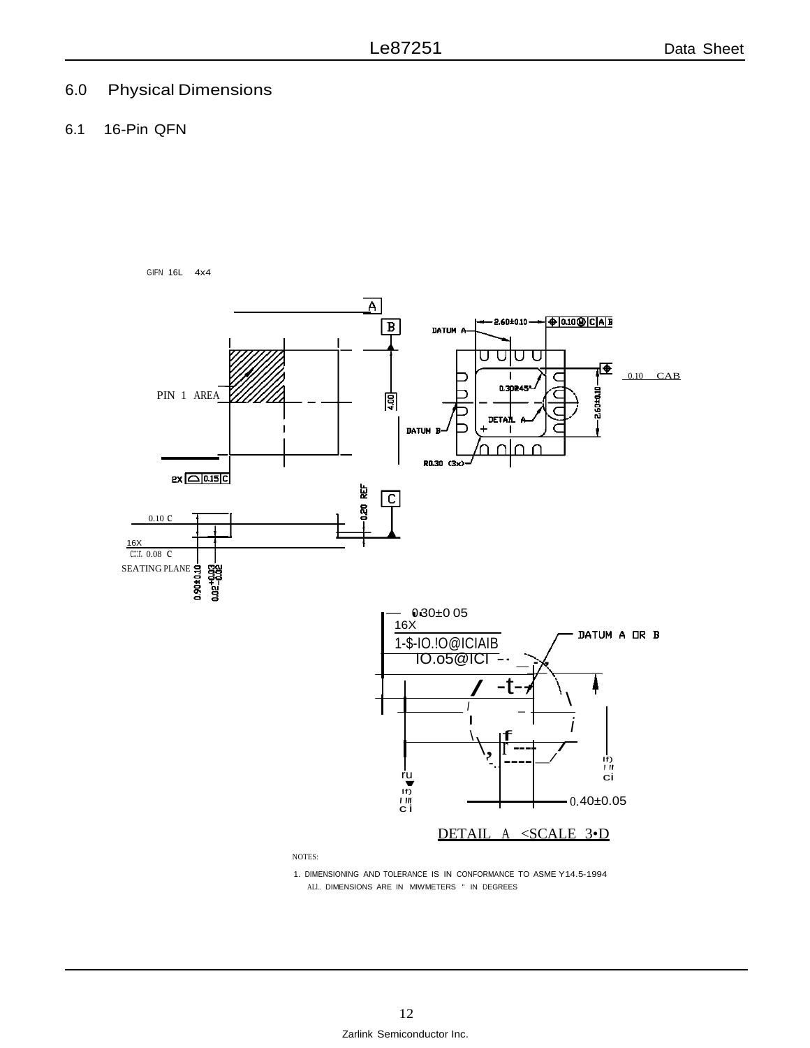## 6.0 Physical Dimensions

### 6.1 16-Pin QFN

GIFN 16L 4x4

NOTES:

1. DIMENSIONING AND TOLERANCE IS IN CONFORMANCE TO ASME Y14.5-1994
   ALL DIMENSIONS ARE IN MIWMETERS " IN DEGREES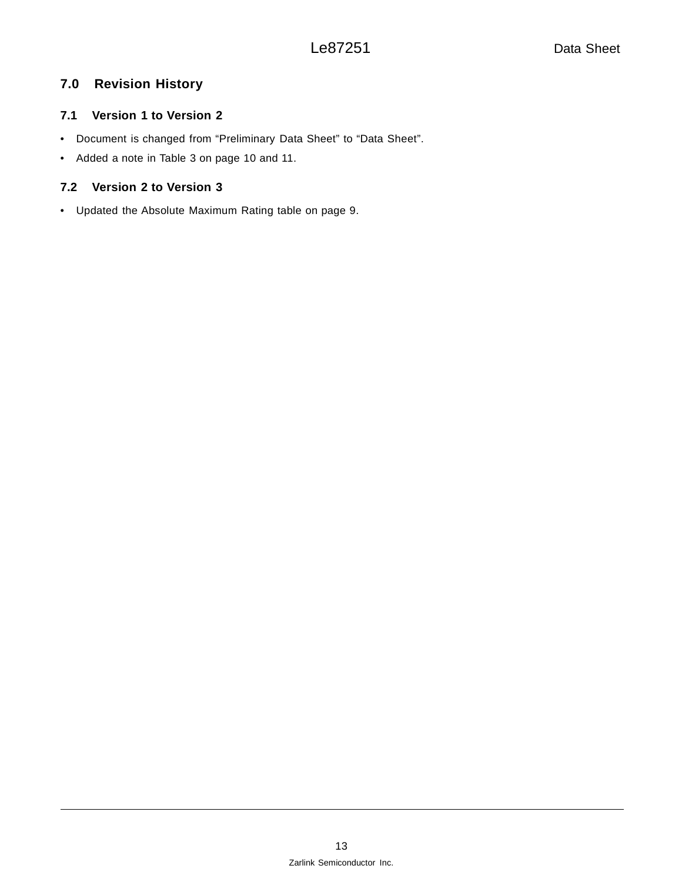# 7.0 Revision History

## 7.1 Version 1 to Version 2

- Document is changed from “Preliminary Data Sheet” to “Data Sheet”.
- Added a note in Table 3 on page 10 and 11.

## 7.2 Version 2 to Version 3

- Updated the Absolute Maximum Rating table on page 9.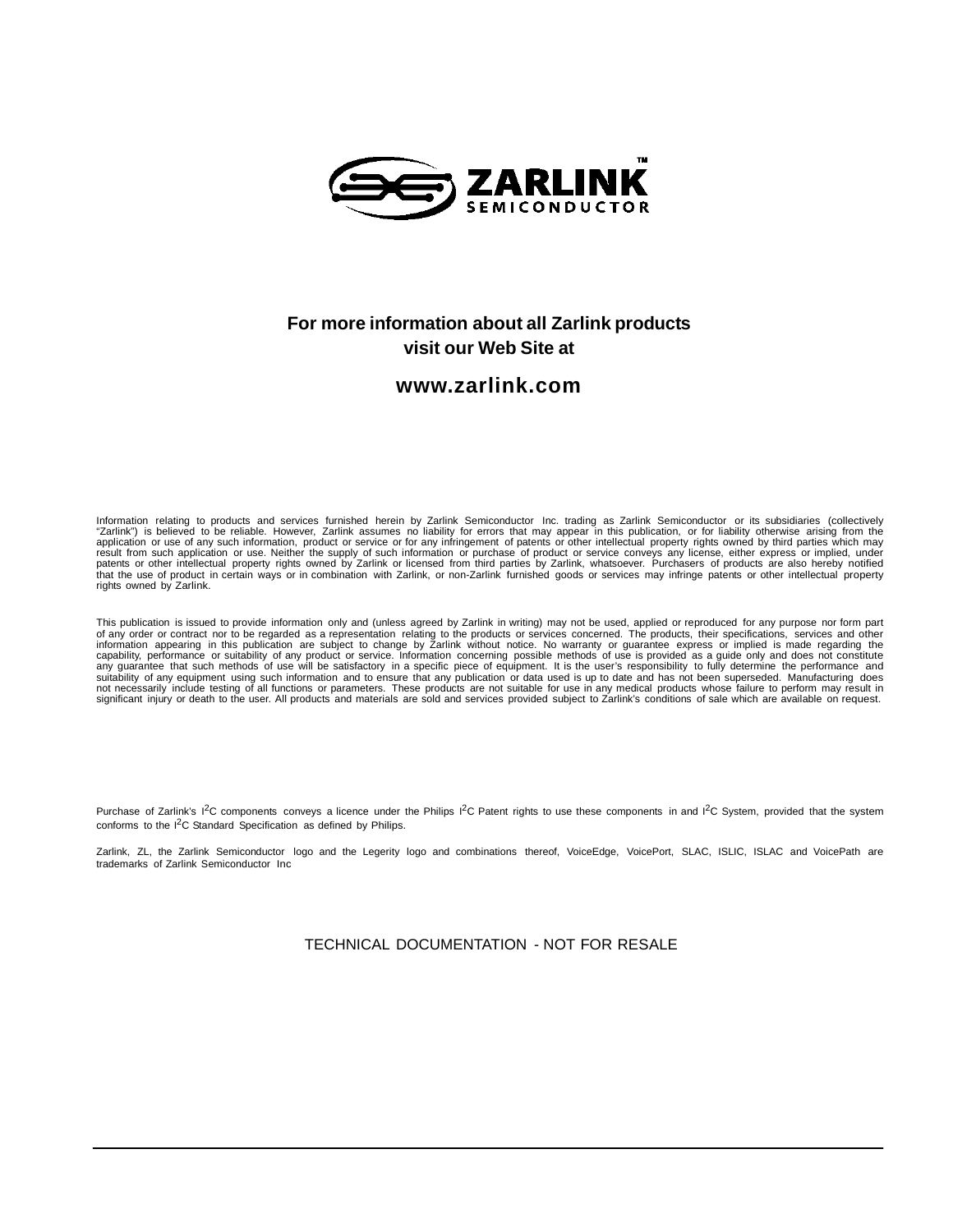ZARLINK SEMICONDUCTOR

**For more information about all Zarlink products visit our Web Site at**

**www.zarlink.com**

Information relating to products and services furnished herein by Zarlink Semiconductor Inc. trading as Zarlink Semiconductor or its subsidiaries (collectively "Zarlink") is believed to be reliable. However, Zarlink assumes no liability for errors that may appear in this publication, or for liability otherwise arising from the application or use of any such information, product or service or for any infringement of patents or other intellectual property rights owned by third parties which may result from such application or use. Neither the supply of such information or purchase of product or service conveys any license, either express or implied, under patents or other intellectual property rights owned by Zarlink or licensed from third parties by Zarlink, whatsoever. Purchasers of products are also hereby notified that the use of product in certain ways or in combination with Zarlink, or non-Zarlink furnished goods or services may infringe patents or other intellectual property rights owned by Zarlink.

This publication is issued to provide information only and (unless agreed by Zarlink in writing) may not be used, applied or reproduced for any purpose nor form part of any order or contract nor to be regarded as a representation relating to the products or services concerned. The products, their specifications, services and other information appearing in this publication are subject to change by Zarlink without notice. No warranty or guarantee express or implied is made regarding the capability, performance or suitability of any product or service. Information concerning possible methods of use is provided as a guide only and does not constitute any guarantee that such methods of use will be satisfactory in a specific piece of equipment. It is the user's responsibility to fully determine the performance and suitability of any equipment using such information and to ensure that any publication or data used is up to date and has not been superseded. Manufacturing does not necessarily include testing of all functions or parameters. These products are not suitable for use in any medical products whose failure to perform may result in significant injury or death to the user. All products and materials are sold and services provided subject to Zarlink's conditions of sale which are available on request.

Purchase of Zarlink's $I^2C$ components conveys a licence under the Philips $I^2C$ Patent rights to use these components in and $I^2C$ System, provided that the system conforms to the $I^2C$ Standard Specification as defined by Philips.

Zarlink, ZL, the Zarlink Semiconductor logo and the Legerity logo and combinations thereof, VoiceEdge, VoicePort, SLAC, ISLIC, ISLAC and VoicePath are trademarks of Zarlink Semiconductor Inc

TECHNICAL DOCUMENTATION - NOT FOR RESALE